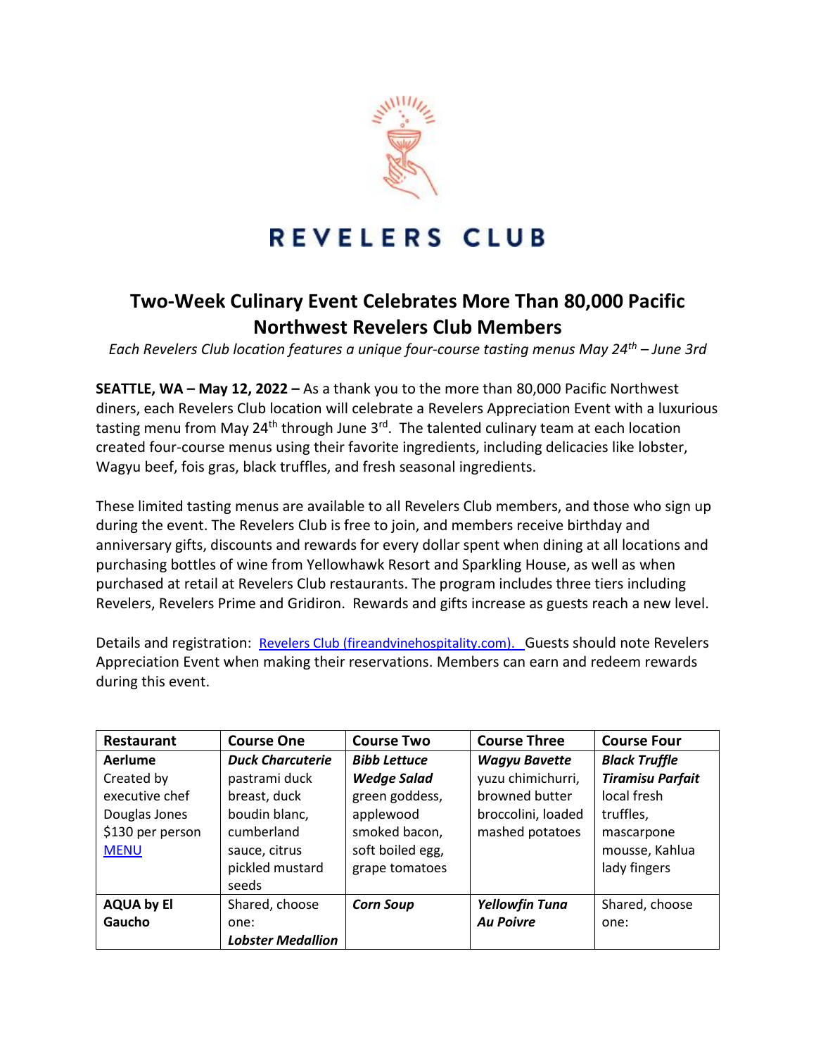# REVELERS CLUB

## Two-Week Culinary Event Celebrates More Than 80,000 Pacific Northwest Revelers Club Members

*Each Revelers Club location features a unique four-course tasting menus May 24th – June 3rd*

**SEATTLE, WA – May 12, 2022 –** As a thank you to the more than 80,000 Pacific Northwest diners, each Revelers Club location will celebrate a Revelers Appreciation Event with a luxurious tasting menu from May 24th through June 3rd. The talented culinary team at each location created four-course menus using their favorite ingredients, including delicacies like lobster, Wagyu beef, fois gras, black truffles, and fresh seasonal ingredients.

These limited tasting menus are available to all Revelers Club members, and those who sign up during the event. The Revelers Club is free to join, and members receive birthday and anniversary gifts, discounts and rewards for every dollar spent when dining at all locations and purchasing bottles of wine from Yellowhawk Resort and Sparkling House, as well as when purchased at retail at Revelers Club restaurants. The program includes three tiers including Revelers, Revelers Prime and Gridiron. Rewards and gifts increase as guests reach a new level.

Details and registration: [Revelers Club (fireandvinehospitality.com).](fireandvinehospitality.com) Guests should note Revelers Appreciation Event when making their reservations. Members can earn and redeem rewards during this event.

| Restaurant | Course One | Course Two | Course Three | Course Four |
|---|---|---|---|---|
| **Aerlume** Created by executive chef Douglas Jones $130 per person [MENU]() | ***Duck Charcuterie*** pastrami duck breast, duck boudin blanc, cumberland sauce, citrus pickled mustard seeds | ***Bibb Lettuce Wedge Salad*** green goddess, applewood smoked bacon, soft boiled egg, grape tomatoes | ***Wagyu Bavette*** yuzu chimichurri, browned butter broccolini, loaded mashed potatoes | ***Black Truffle Tiramisu Parfait*** local fresh truffles, mascarpone mousse, Kahlua lady fingers |
| **AQUA by El Gaucho** | Shared, choose one: ***Lobster Medallion*** | ***Corn Soup*** | ***Yellowfin Tuna Au Poivre*** | Shared, choose one: |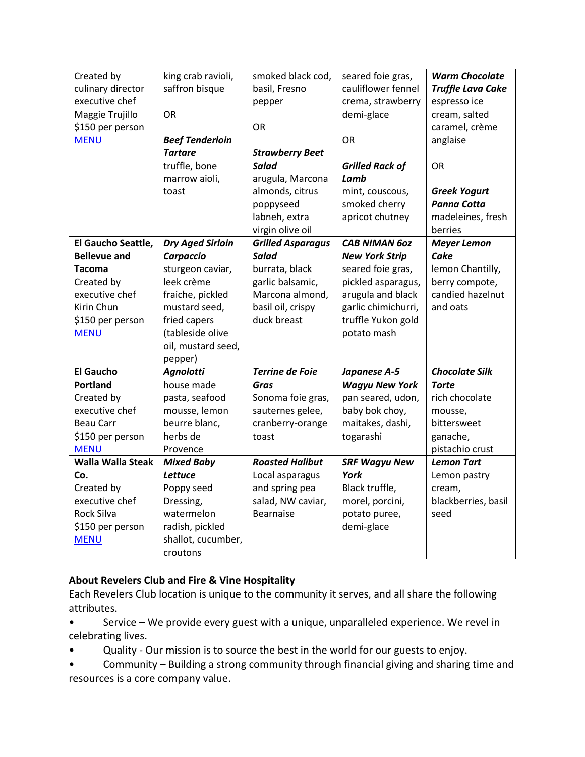| | | | | |
|---|---|---|---|---|
| Created by culinary director executive chef Maggie Trujillo<br>$150 per person<br>[MENU] | king crab ravioli, saffron bisque<br><br>OR<br><br>***Beef Tenderloin Tartare***<br>truffle, bone marrow aioli, toast | smoked black cod, basil, Fresno pepper<br><br>OR<br><br>***Strawberry Beet Salad***<br>arugula, Marcona almonds, citrus poppyseed labneh, extra virgin olive oil | seared foie gras, cauliflower fennel crema, strawberry demi-glace<br><br>OR<br><br>***Grilled Rack of Lamb***<br>mint, couscous, smoked cherry apricot chutney | ***Warm Chocolate Truffle Lava Cake***<br>espresso ice cream, salted caramel, crème anglaise<br><br>OR<br><br>***Greek Yogurt Panna Cotta***<br>madeleines, fresh berries |
| **El Gaucho Seattle, Bellevue and Tacoma**<br>Created by executive chef Kirin Chun<br>$150 per person<br>[MENU] | ***Dry Aged Sirloin Carpaccio***<br>sturgeon caviar, leek crème fraiche, pickled mustard seed, fried capers (tableside olive oil, mustard seed, pepper) | ***Grilled Asparagus Salad***<br>burrata, black garlic balsamic, Marcona almond, basil oil, crispy duck breast | ***CAB NIMAN 6oz New York Strip***<br>seared foie gras, pickled asparagus, arugula and black garlic chimichurri, truffle Yukon gold potato mash | ***Meyer Lemon Cake***<br>lemon Chantilly, berry compote, candied hazelnut and oats |
| **El Gaucho Portland**<br>Created by executive chef Beau Carr<br>$150 per person<br>[MENU] | ***Agnolotti***<br>house made pasta, seafood mousse, lemon beurre blanc, herbs de Provence | ***Terrine de Foie Gras***<br>Sonoma foie gras, sauternes gelee, cranberry-orange toast | ***Japanese A-5 Wagyu New York***<br>pan seared, udon, baby bok choy, maitakes, dashi, togarashi | ***Chocolate Silk Torte***<br>rich chocolate mousse, bittersweet ganache, pistachio crust |
| **Walla Walla Steak Co.**<br>Created by executive chef Rock Silva<br>$150 per person<br>[MENU] | ***Mixed Baby Lettuce***<br>Poppy seed Dressing, watermelon radish, pickled shallot, cucumber, croutons | ***Roasted Halibut***<br>Local asparagus and spring pea salad, NW caviar, Bearnaise | ***SRF Wagyu New York***<br>Black truffle, morel, porcini, potato puree, demi-glace | ***Lemon Tart***<br>Lemon pastry cream, blackberries, basil seed |

**About Revelers Club and Fire & Vine Hospitality**
Each Revelers Club location is unique to the community it serves, and all share the following attributes.

- Service – We provide every guest with a unique, unparalleled experience. We revel in celebrating lives.
- Quality - Our mission is to source the best in the world for our guests to enjoy.
- Community – Building a strong community through financial giving and sharing time and resources is a core company value.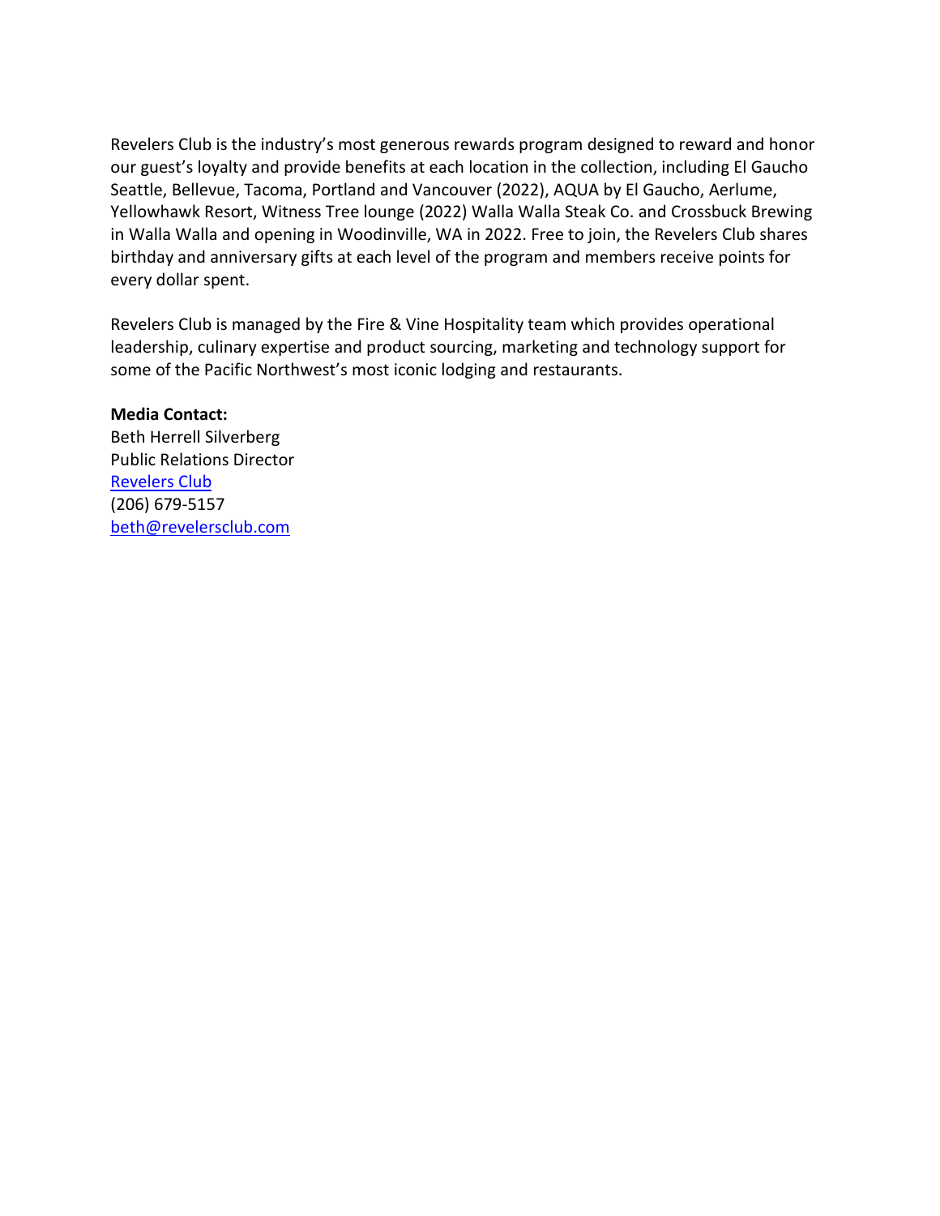Revelers Club is the industry's most generous rewards program designed to reward and honor our guest's loyalty and provide benefits at each location in the collection, including El Gaucho Seattle, Bellevue, Tacoma, Portland and Vancouver (2022), AQUA by El Gaucho, Aerlume, Yellowhawk Resort, Witness Tree lounge (2022) Walla Walla Steak Co. and Crossbuck Brewing in Walla Walla and opening in Woodinville, WA in 2022. Free to join, the Revelers Club shares birthday and anniversary gifts at each level of the program and members receive points for every dollar spent.

Revelers Club is managed by the Fire & Vine Hospitality team which provides operational leadership, culinary expertise and product sourcing, marketing and technology support for some of the Pacific Northwest's most iconic lodging and restaurants.

**Media Contact:**
Beth Herrell Silverberg
Public Relations Director
Revelers Club
(206) 679-5157
beth@revelersclub.com